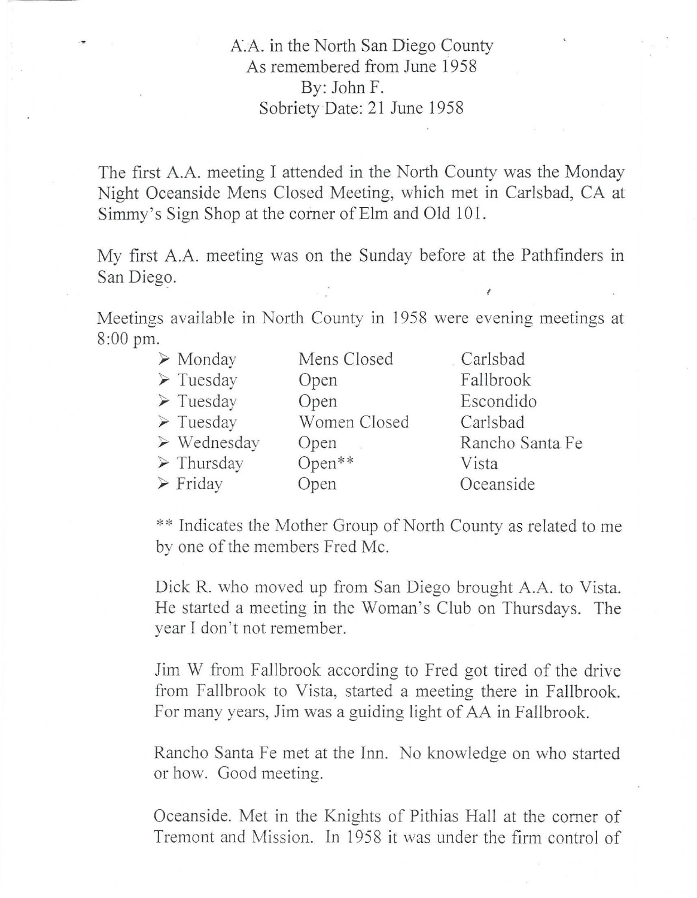A.A. in the North San Diego County
As remembered from June 1958
By: John F.
Sobriety Date: 21 June 1958

The first A.A. meeting I attended in the North County was the Monday Night Oceanside Mens Closed Meeting, which met in Carlsbad, CA at Simmy's Sign Shop at the corner of Elm and Old 101.

My first A.A. meeting was on the Sunday before at the Pathfinders in San Diego.

Meetings available in North County in 1958 were evening meetings at 8:00 pm.

- Monday — Mens Closed — Carlsbad
- Tuesday — Open — Fallbrook
- Tuesday — Open — Escondido
- Tuesday — Women Closed — Carlsbad
- Wednesday — Open — Rancho Santa Fe
- Thursday — Open** — Vista
- Friday — Open — Oceanside

** Indicates the Mother Group of North County as related to me by one of the members Fred Mc.

Dick R. who moved up from San Diego brought A.A. to Vista. He started a meeting in the Woman's Club on Thursdays. The year I don't not remember.

Jim W from Fallbrook according to Fred got tired of the drive from Fallbrook to Vista, started a meeting there in Fallbrook. For many years, Jim was a guiding light of AA in Fallbrook.

Rancho Santa Fe met at the Inn. No knowledge on who started or how. Good meeting.

Oceanside. Met in the Knights of Pithias Hall at the corner of Tremont and Mission. In 1958 it was under the firm control of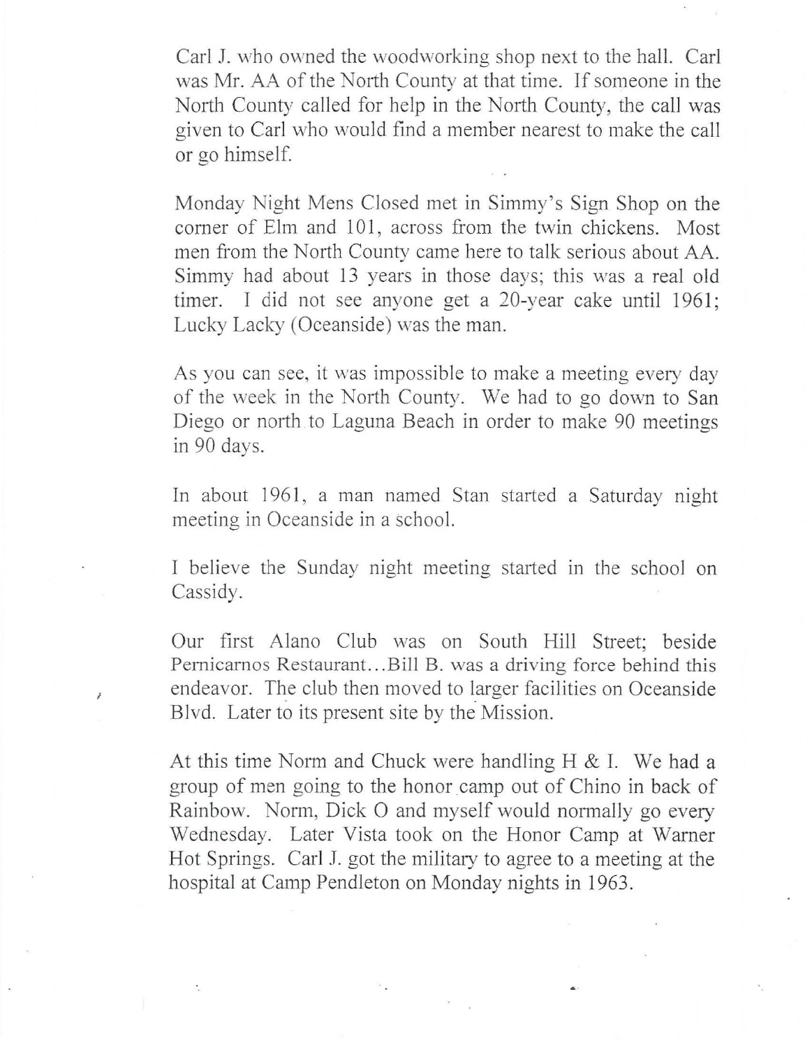Carl J. who owned the woodworking shop next to the hall. Carl was Mr. AA of the North County at that time. If someone in the North County called for help in the North County, the call was given to Carl who would find a member nearest to make the call or go himself.

Monday Night Mens Closed met in Simmy's Sign Shop on the corner of Elm and 101, across from the twin chickens. Most men from the North County came here to talk serious about AA. Simmy had about 13 years in those days; this was a real old timer. I did not see anyone get a 20-year cake until 1961; Lucky Lacky (Oceanside) was the man.

As you can see, it was impossible to make a meeting every day of the week in the North County. We had to go down to San Diego or north to Laguna Beach in order to make 90 meetings in 90 days.

In about 1961, a man named Stan started a Saturday night meeting in Oceanside in a school.

I believe the Sunday night meeting started in the school on Cassidy.

Our first Alano Club was on South Hill Street; beside Pernicarnos Restaurant...Bill B. was a driving force behind this endeavor. The club then moved to larger facilities on Oceanside Blvd. Later to its present site by the Mission.

At this time Norm and Chuck were handling H & I. We had a group of men going to the honor camp out of Chino in back of Rainbow. Norm, Dick O and myself would normally go every Wednesday. Later Vista took on the Honor Camp at Warner Hot Springs. Carl J. got the military to agree to a meeting at the hospital at Camp Pendleton on Monday nights in 1963.